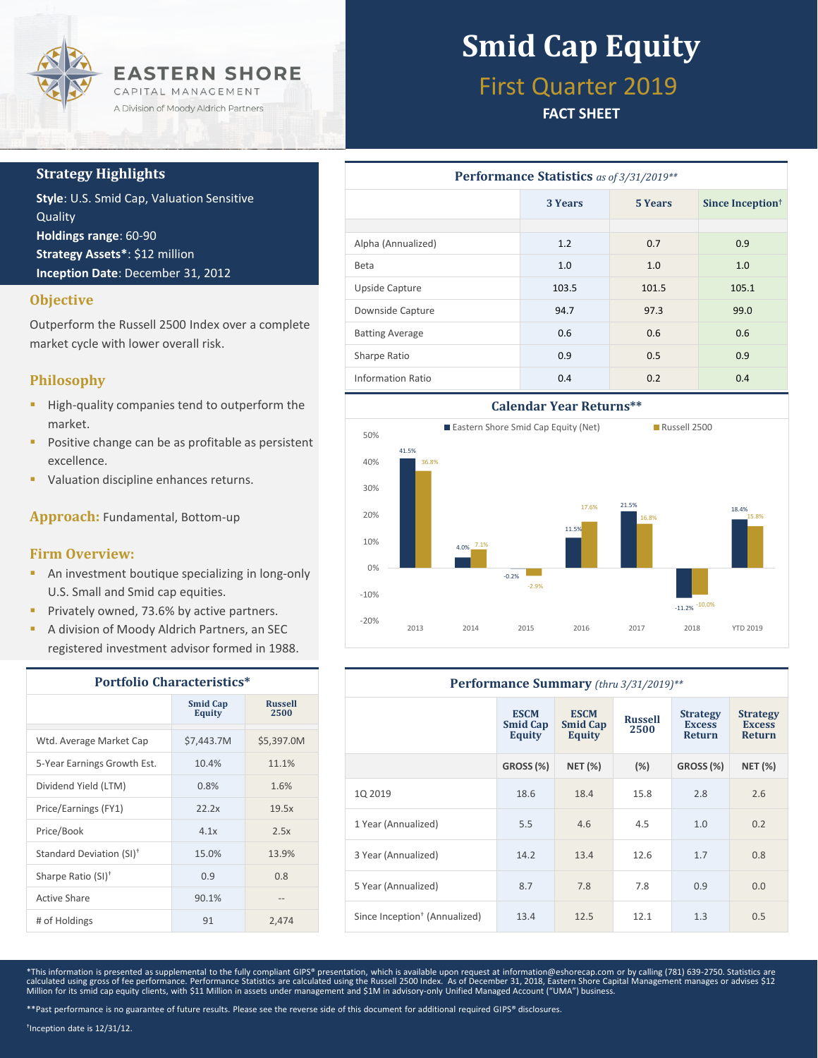EASTERN SHORE
CAPITAL MANAGEMENT
A Division of Moody Aldrich Partners

# Smid Cap Equity

## First Quarter 2019

**FACT SHEET**

## Strategy Highlights

**Style**: U.S. Smid Cap, Valuation Sensitive Quality
**Holdings range**: 60-90
**Strategy Assets***: $12 million
**Inception Date**: December 31, 2012

## Objective

Outperform the Russell 2500 Index over a complete market cycle with lower overall risk.

## Philosophy

- High-quality companies tend to outperform the market.
- Positive change can be as profitable as persistent excellence.
- Valuation discipline enhances returns.

## Approach: Fundamental, Bottom-up

## Firm Overview:

- An investment boutique specializing in long-only U.S. Small and Smid cap equities.
- Privately owned, 73.6% by active partners.
- A division of Moody Aldrich Partners, an SEC registered investment advisor formed in 1988.

### Portfolio Characteristics*

| | Smid Cap Equity | Russell 2500 |
|---|---|---|
| Wtd. Average Market Cap | $7,443.7M | $5,397.0M |
| 5-Year Earnings Growth Est. | 10.4% | 11.1% |
| Dividend Yield (LTM) | 0.8% | 1.6% |
| Price/Earnings (FY1) | 22.2x | 19.5x |
| Price/Book | 4.1x | 2.5x |
| Standard Deviation (SI)† | 15.0% | 13.9% |
| Sharpe Ratio (SI)† | 0.9 | 0.8 |
| Active Share | 90.1% | -- |
| # of Holdings | 91 | 2,474 |

### Performance Statistics *as of 3/31/2019***

| | 3 Years | 5 Years | Since Inception† |
|---|---|---|---|
| Alpha (Annualized) | 1.2 | 0.7 | 0.9 |
| Beta | 1.0 | 1.0 | 1.0 |
| Upside Capture | 103.5 | 101.5 | 105.1 |
| Downside Capture | 94.7 | 97.3 | 99.0 |
| Batting Average | 0.6 | 0.6 | 0.6 |
| Sharpe Ratio | 0.9 | 0.5 | 0.9 |
| Information Ratio | 0.4 | 0.2 | 0.4 |

### Calendar Year Returns**

| | Eastern Shore Smid Cap Equity (Net) | Russell 2500 |
|---|---|---|
| 2013 | 41.5% | 36.8% |
| 2014 | 4.0% | 7.1% |
| 2015 | -0.2% | -2.9% |
| 2016 | 11.5% | 17.6% |
| 2017 | 21.5% | 16.8% |
| 2018 | -11.2% | -10.0% |
| YTD 2019 | 18.4% | 15.8% |

### Performance Summary *(thru 3/31/2019)***

| | ESCM Smid Cap Equity | ESCM Smid Cap Equity | Russell 2500 | Strategy Excess Return | Strategy Excess Return |
|---|---|---|---|---|---|
| | GROSS (%) | NET (%) | (%) | GROSS (%) | NET (%) |
| 1Q 2019 | 18.6 | 18.4 | 15.8 | 2.8 | 2.6 |
| 1 Year (Annualized) | 5.5 | 4.6 | 4.5 | 1.0 | 0.2 |
| 3 Year (Annualized) | 14.2 | 13.4 | 12.6 | 1.7 | 0.8 |
| 5 Year (Annualized) | 8.7 | 7.8 | 7.8 | 0.9 | 0.0 |
| Since Inception† (Annualized) | 13.4 | 12.5 | 12.1 | 1.3 | 0.5 |

*This information is presented as supplemental to the fully compliant GIPS® presentation, which is available upon request at information@eshorecap.com or by calling (781) 639-2750. Statistics are calculated using gross of fee performance. Performance Statistics are calculated using the Russell 2500 Index. As of December 31, 2018, Eastern Shore Capital Management manages or advises $12 Million for its smid cap equity clients, with $11 Million in assets under management and $1M in advisory-only Unified Managed Account ("UMA") business.

**Past performance is no guarantee of future results. Please see the reverse side of this document for additional required GIPS® disclosures.

†Inception date is 12/31/12.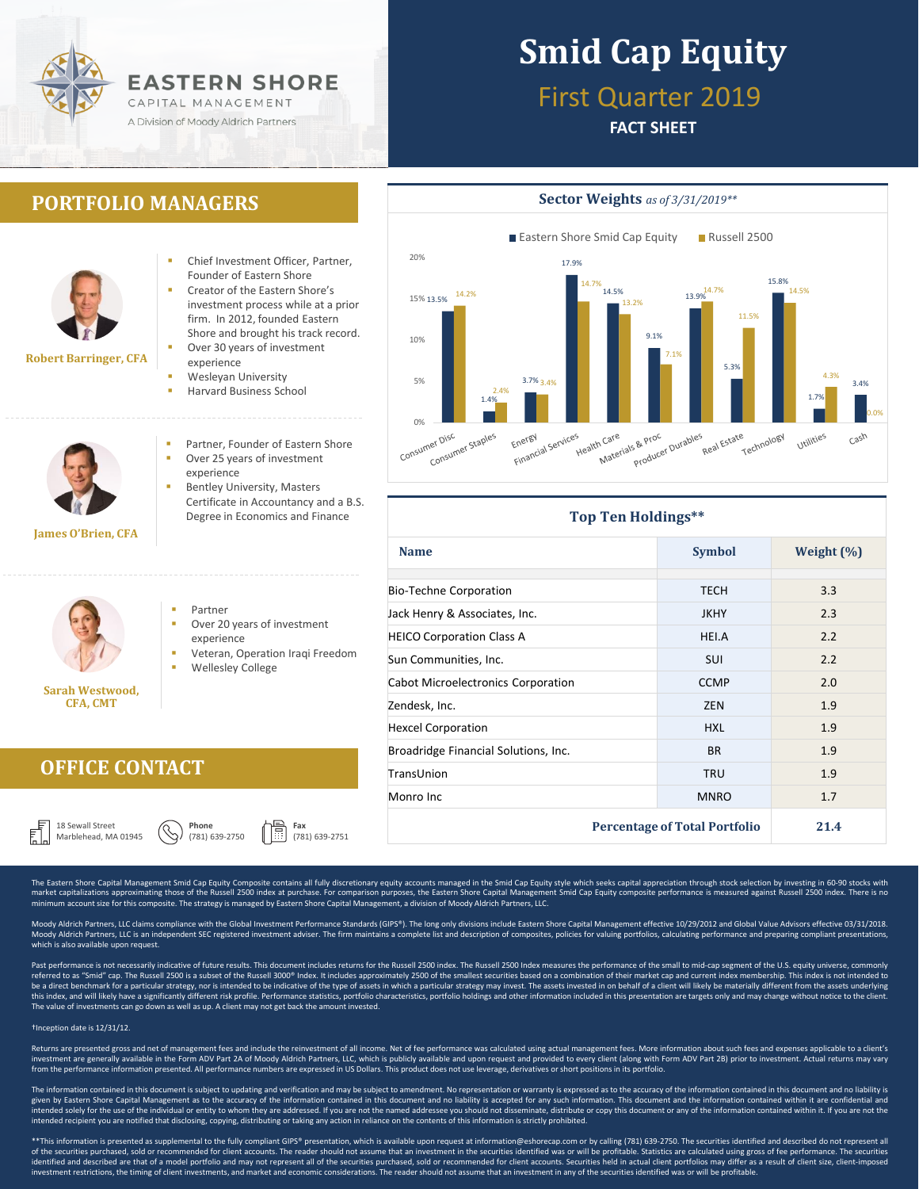# Smid Cap Equity

## First Quarter 2019

**FACT SHEET**

EASTERN SHORE
CAPITAL MANAGEMENT
A Division of Moody Aldrich Partners

## PORTFOLIO MANAGERS

**Robert Barringer, CFA**

- Chief Investment Officer, Partner, Founder of Eastern Shore
- Creator of the Eastern Shore's investment process while at a prior firm. In 2012, founded Eastern Shore and brought his track record.
- Over 30 years of investment experience
- Wesleyan University
- Harvard Business School

**James O'Brien, CFA**

- Partner, Founder of Eastern Shore
- Over 25 years of investment experience
- Bentley University, Masters Certificate in Accountancy and a B.S. Degree in Economics and Finance

**Sarah Westwood, CFA, CMT**

- Partner
- Over 20 years of investment experience
- Veteran, Operation Iraqi Freedom
- Wellesley College

## OFFICE CONTACT

18 Sewall Street
Marblehead, MA 01945

**Phone**
(781) 639-2750

**Fax**
(781) 639-2751

## Sector Weights *as of 3/31/2019***

Eastern Shore Smid Cap Equity
Russell 2500

20%
15%
10%
5%
0%

Consumer Disc 13.5% 14.2%
Consumer Staples 1.4% 2.4%
Energy 3.7% 3.4%
Financial Services 17.9% 14.7%
Health Care 14.5% 13.2%
Materials & Proc 9.1% 7.1%
Producer Durables 13.9% 14.7%
Real Estate 5.3% 11.5%
Technology 15.8% 14.5%
Utilities 1.7% 4.3%
Cash 3.4% 0.0%

## Top Ten Holdings**

| Name | Symbol | Weight (%) |
|---|---|---|
| Bio-Techne Corporation | TECH | 3.3 |
| Jack Henry & Associates, Inc. | JKHY | 2.3 |
| HEICO Corporation Class A | HEI.A | 2.2 |
| Sun Communities, Inc. | SUI | 2.2 |
| Cabot Microelectronics Corporation | CCMP | 2.0 |
| Zendesk, Inc. | ZEN | 1.9 |
| Hexcel Corporation | HXL | 1.9 |
| Broadridge Financial Solutions, Inc. | BR | 1.9 |
| TransUnion | TRU | 1.9 |
| Monro Inc | MNRO | 1.7 |
| **Percentage of Total Portfolio** | | **21.4** |

The Eastern Shore Capital Management Smid Cap Equity Composite contains all fully discretionary equity accounts managed in the Smid Cap Equity style which seeks capital appreciation through stock selection by investing in 60-90 stocks with market capitalizations approximating those of the Russell 2500 index at purchase. For comparison purposes, the Eastern Shore Capital Management Smid Cap Equity composite performance is measured against Russell 2500 index. There is no minimum account size for this composite. The strategy is managed by Eastern Shore Capital Management, a division of Moody Aldrich Partners, LLC.

Moody Aldrich Partners, LLC claims compliance with the Global Investment Performance Standards (GIPS®). The long only divisions include Eastern Shore Capital Management effective 10/29/2012 and Global Value Advisors effective 03/31/2018. Moody Aldrich Partners, LLC is an independent SEC registered investment adviser. The firm maintains a complete list and description of composites, policies for valuing portfolios, calculating performance and preparing compliant presentations, which is also available upon request.

Past performance is not necessarily indicative of future results. This document includes returns for the Russell 2500 index. The Russell 2500 Index measures the performance of the small to mid-cap segment of the U.S. equity universe, commonly referred to as "Smid" cap. The Russell 2500 is a subset of the Russell 3000® Index. It includes approximately 2500 of the smallest securities based on a combination of their market cap and current index membership. This index is not intended to be a direct benchmark for a particular strategy, nor is intended to be indicative of the type of assets in which a particular strategy may invest. The assets invested in on behalf of a client will likely be materially different from the assets underlying this index, and will likely have a significantly different risk profile. Performance statistics, portfolio characteristics, portfolio holdings and other information included in this presentation are targets only and may change without notice to the client. The value of investments can go down as well as up. A client may not get back the amount invested.

†Inception date is 12/31/12.

Returns are presented gross and net of management fees and include the reinvestment of all income. Net of fee performance was calculated using actual management fees. More information about such fees and expenses applicable to a client's investment are generally available in the Form ADV Part 2A of Moody Aldrich Partners, LLC, which is publicly available and upon request and provided to every client (along with Form ADV Part 2B) prior to investment. Actual returns may vary from the performance information presented. All performance numbers are expressed in US Dollars. This product does not use leverage, derivatives or short positions in its portfolio.

The information contained in this document is subject to updating and verification and may be subject to amendment. No representation or warranty is expressed as to the accuracy of the information contained in this document and no liability is given by Eastern Shore Capital Management as to the accuracy of the information contained in this document and no liability is accepted for any such information. This document and the information contained within it are confidential and intended solely for the use of the individual or entity to whom they are addressed. If you are not the named addressee you should not disseminate, distribute or copy this document or any of the information contained within it. If you are not the intended recipient you are notified that disclosing, copying, distributing or taking any action in reliance on the contents of this information is strictly prohibited.

**This information is presented as supplemental to the fully compliant GIPS® presentation, which is available upon request at information@eshorecap.com or by calling (781) 639-2750. The securities identified and described do not represent all of the securities purchased, sold or recommended for client accounts. The reader should not assume that an investment in the securities identified was or will be profitable. Statistics are calculated using gross of fee performance. The securities identified and described are that of a model portfolio and may not represent all of the securities purchased, sold or recommended for client accounts. Securities held in actual client portfolios may differ as a result of client size, client-imposed investment restrictions, the timing of client investments, and market and economic considerations. The reader should not assume that an investment in any of the securities identified was or will be profitable.